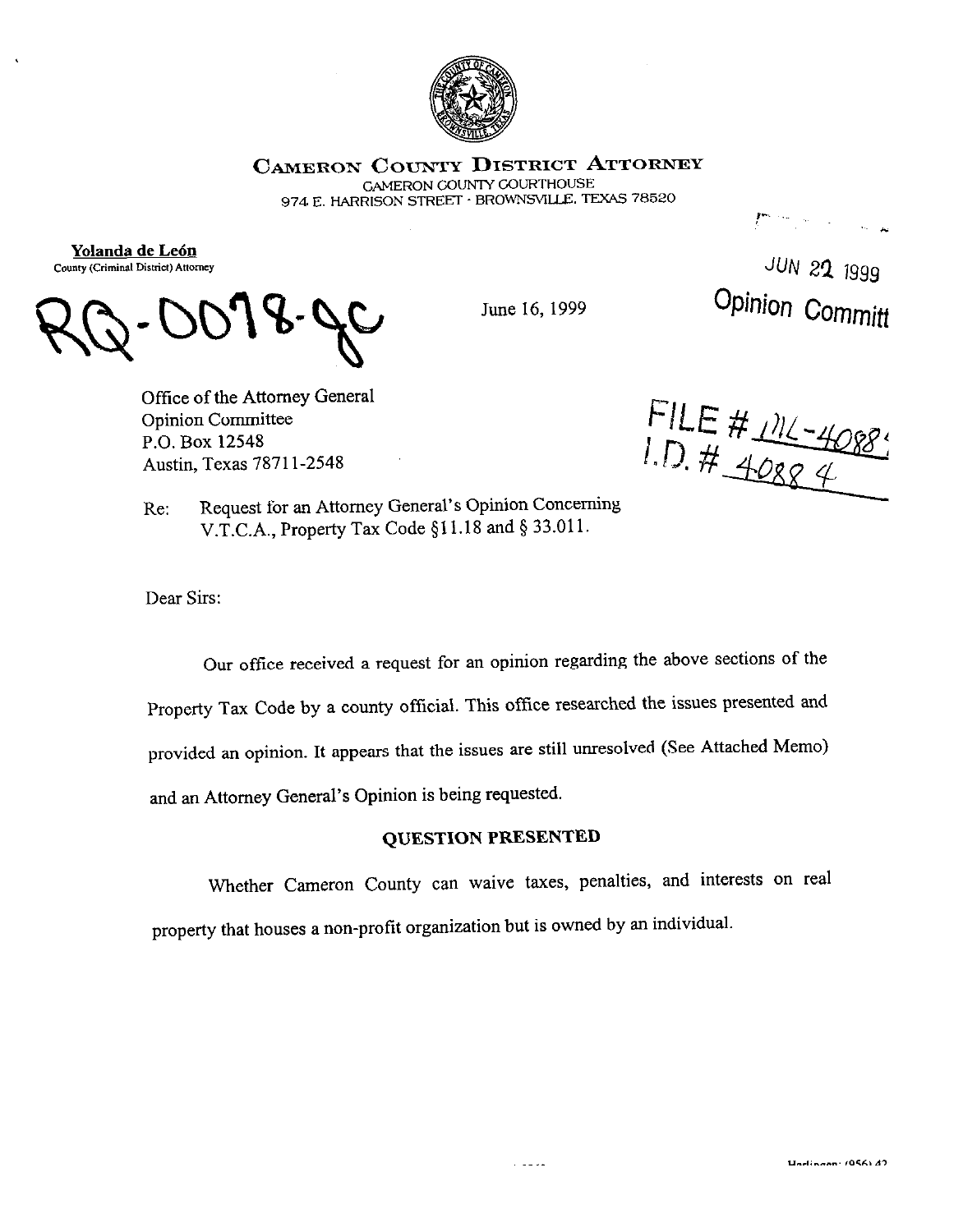**CAMERON COUNTY DISTRICT ATTORNEY**
CAMERON COUNTY COURTHOUSE
974 E. HARRISON STREET · BROWNSVILLE, TEXAS 78520

**Yolanda de León**
County (Criminal District) Attorney

RQ-0078-JC

June 16, 1999

JUN 22 1999
Opinion Committ

FILE # ML-40884
I.D. # 40884

Office of the Attorney General
Opinion Committee
P.O. Box 12548
Austin, Texas 78711-2548

Re: Request for an Attorney General's Opinion Concerning V.T.C.A., Property Tax Code §11.18 and § 33.011.

Dear Sirs:

Our office received a request for an opinion regarding the above sections of the Property Tax Code by a county official. This office researched the issues presented and provided an opinion. It appears that the issues are still unresolved (See Attached Memo) and an Attorney General's Opinion is being requested.

## QUESTION PRESENTED

Whether Cameron County can waive taxes, penalties, and interests on real property that houses a non-profit organization but is owned by an individual.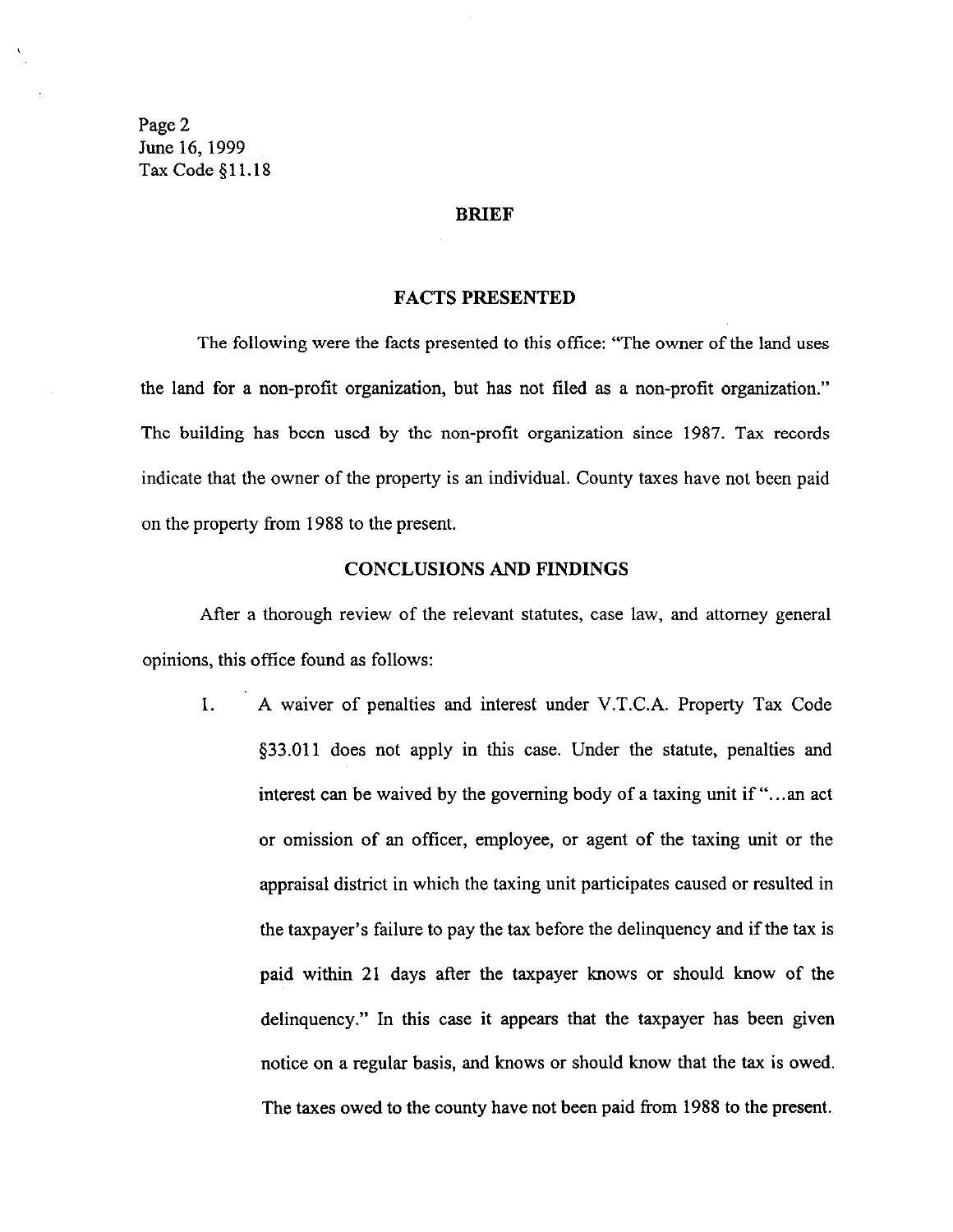## BRIEF

### FACTS PRESENTED

The following were the facts presented to this office: "The owner of the land uses the land for a non-profit organization, but has not filed as a non-profit organization." The building has been used by the non-profit organization since 1987. Tax records indicate that the owner of the property is an individual. County taxes have not been paid on the property from 1988 to the present.

### CONCLUSIONS AND FINDINGS

After a thorough review of the relevant statutes, case law, and attorney general opinions, this office found as follows:

1. A waiver of penalties and interest under V.T.C.A. Property Tax Code §33.011 does not apply in this case. Under the statute, penalties and interest can be waived by the governing body of a taxing unit if "...an act or omission of an officer, employee, or agent of the taxing unit or the appraisal district in which the taxing unit participates caused or resulted in the taxpayer's failure to pay the tax before the delinquency and if the tax is paid within 21 days after the taxpayer knows or should know of the delinquency." In this case it appears that the taxpayer has been given notice on a regular basis, and knows or should know that the tax is owed. The taxes owed to the county have not been paid from 1988 to the present.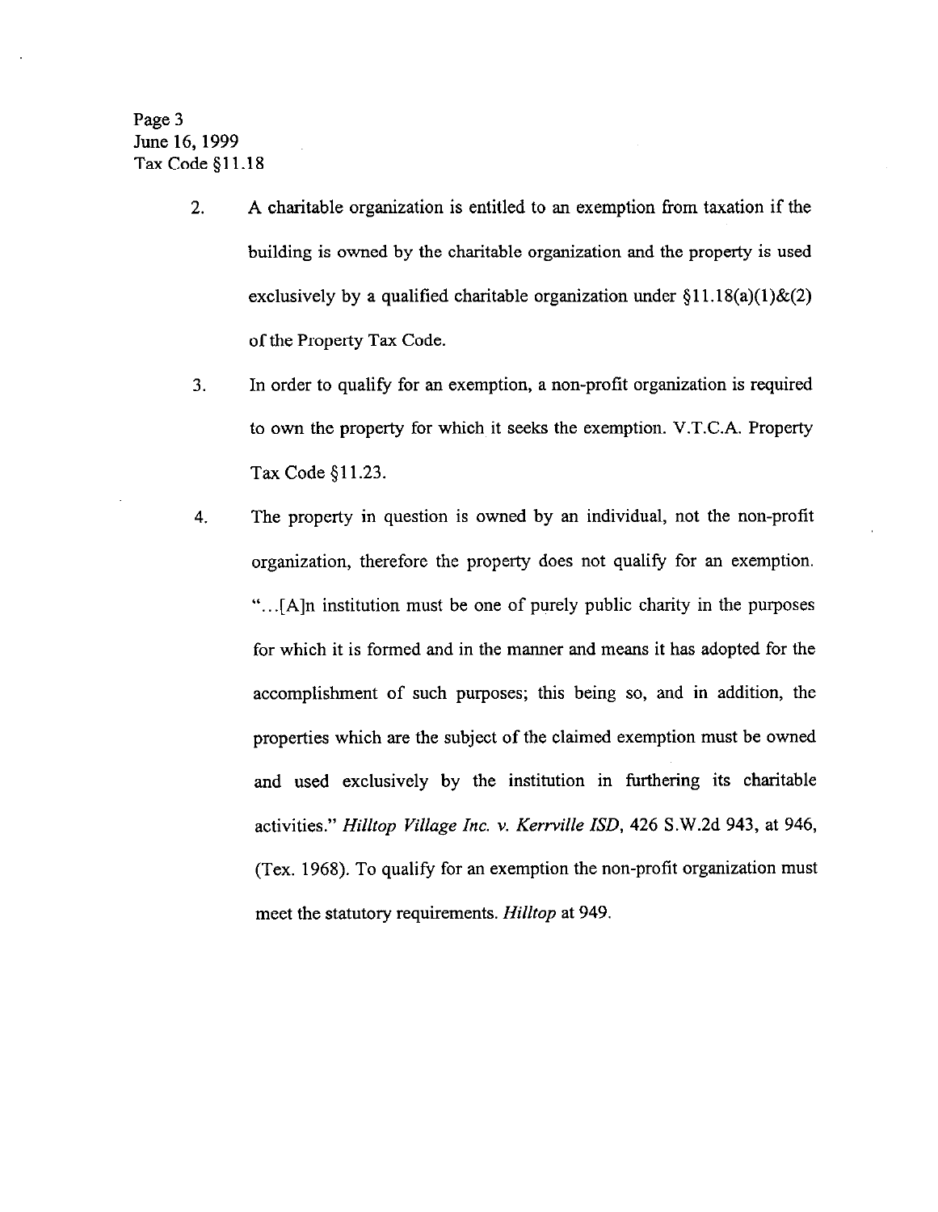2. A charitable organization is entitled to an exemption from taxation if the building is owned by the charitable organization and the property is used exclusively by a qualified charitable organization under §11.18(a)(1)&(2) of the Property Tax Code.

3. In order to qualify for an exemption, a non-profit organization is required to own the property for which it seeks the exemption. V.T.C.A. Property Tax Code §11.23.

4. The property in question is owned by an individual, not the non-profit organization, therefore the property does not qualify for an exemption. "...[A]n institution must be one of purely public charity in the purposes for which it is formed and in the manner and means it has adopted for the accomplishment of such purposes; this being so, and in addition, the properties which are the subject of the claimed exemption must be owned and used exclusively by the institution in furthering its charitable activities." *Hilltop Village Inc. v. Kerrville ISD*, 426 S.W.2d 943, at 946, (Tex. 1968). To qualify for an exemption the non-profit organization must meet the statutory requirements. *Hilltop* at 949.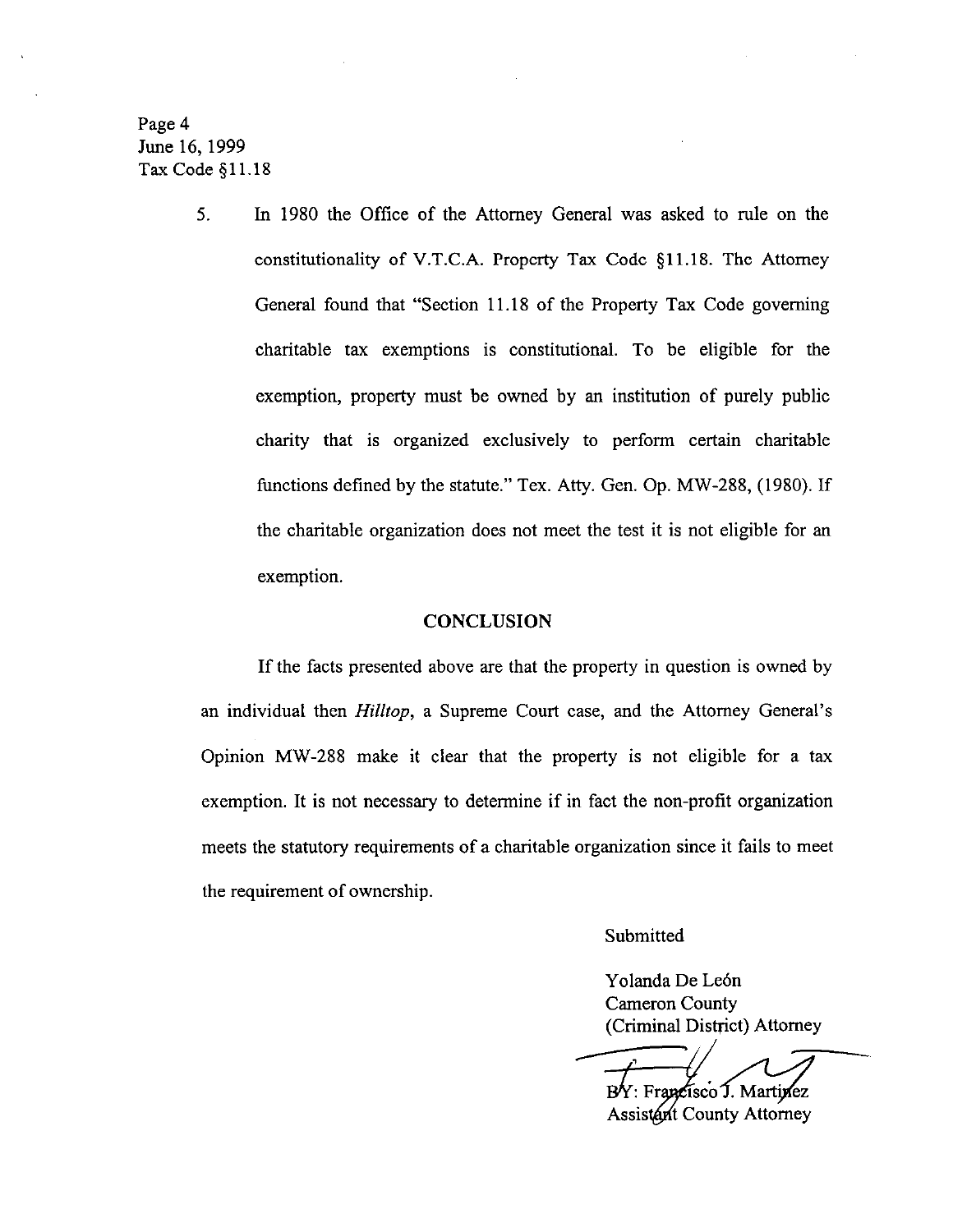5. In 1980 the Office of the Attorney General was asked to rule on the constitutionality of V.T.C.A. Property Tax Code §11.18. The Attorney General found that "Section 11.18 of the Property Tax Code governing charitable tax exemptions is constitutional. To be eligible for the exemption, property must be owned by an institution of purely public charity that is organized exclusively to perform certain charitable functions defined by the statute." Tex. Atty. Gen. Op. MW-288, (1980). If the charitable organization does not meet the test it is not eligible for an exemption.

## CONCLUSION

If the facts presented above are that the property in question is owned by an individual then *Hilltop*, a Supreme Court case, and the Attorney General's Opinion MW-288 make it clear that the property is not eligible for a tax exemption. It is not necessary to determine if in fact the non-profit organization meets the statutory requirements of a charitable organization since it fails to meet the requirement of ownership.

Submitted

Yolanda De León
Cameron County
(Criminal District) Attorney

BY: Francisco J. Martinez
Assistant County Attorney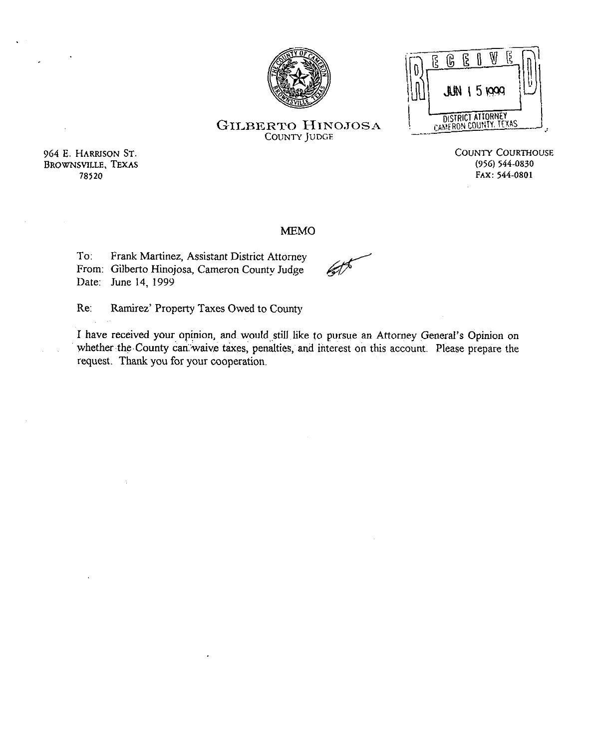GILBERTO HINOJOSA
COUNTY JUDGE

RECEIVED
JUN 15 1999
DISTRICT ATTORNEY
CAMERON COUNTY, TEXAS

964 E. HARRISON ST.
BROWNSVILLE, TEXAS
78520

COUNTY COURTHOUSE
(956) 544-0830
FAX: 544-0801

# MEMO

To: Frank Martinez, Assistant District Attorney
From: Gilberto Hinojosa, Cameron County Judge
Date: June 14, 1999

Re: Ramirez' Property Taxes Owed to County

I have received your opinion, and would still like to pursue an Attorney General's Opinion on whether the County can waive taxes, penalties, and interest on this account. Please prepare the request. Thank you for your cooperation.